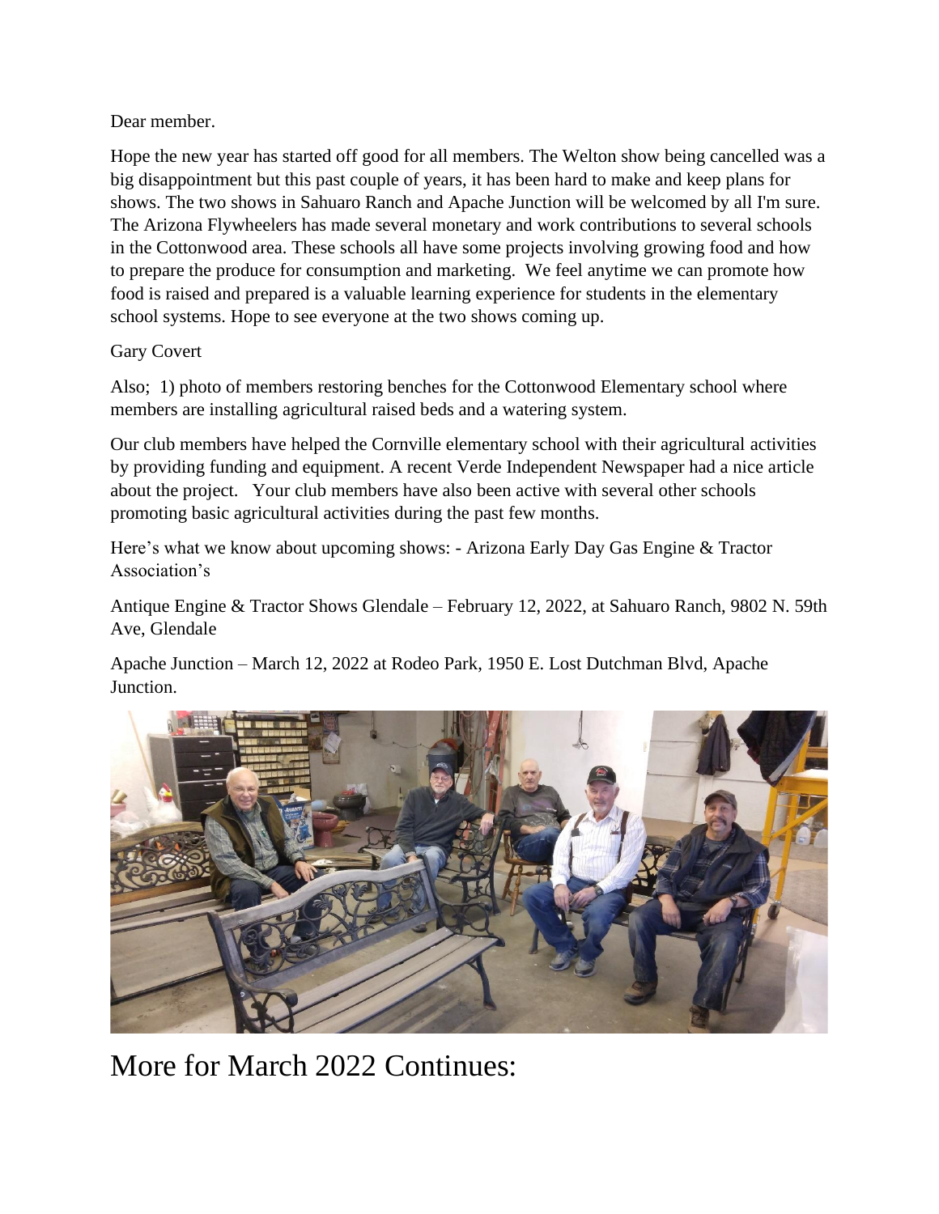Dear member.

Hope the new year has started off good for all members. The Welton show being cancelled was a big disappointment but this past couple of years, it has been hard to make and keep plans for shows. The two shows in Sahuaro Ranch and Apache Junction will be welcomed by all I'm sure. The Arizona Flywheelers has made several monetary and work contributions to several schools in the Cottonwood area. These schools all have some projects involving growing food and how to prepare the produce for consumption and marketing. We feel anytime we can promote how food is raised and prepared is a valuable learning experience for students in the elementary school systems. Hope to see everyone at the two shows coming up.

Gary Covert

Also; 1) photo of members restoring benches for the Cottonwood Elementary school where members are installing agricultural raised beds and a watering system.

Our club members have helped the Cornville elementary school with their agricultural activities by providing funding and equipment. A recent Verde Independent Newspaper had a nice article about the project. Your club members have also been active with several other schools promoting basic agricultural activities during the past few months.

Here's what we know about upcoming shows: - Arizona Early Day Gas Engine & Tractor Association's

Antique Engine & Tractor Shows Glendale – February 12, 2022, at Sahuaro Ranch, 9802 N. 59th Ave, Glendale

Apache Junction – March 12, 2022 at Rodeo Park, 1950 E. Lost Dutchman Blvd, Apache Junction.

# More for March 2022 Continues: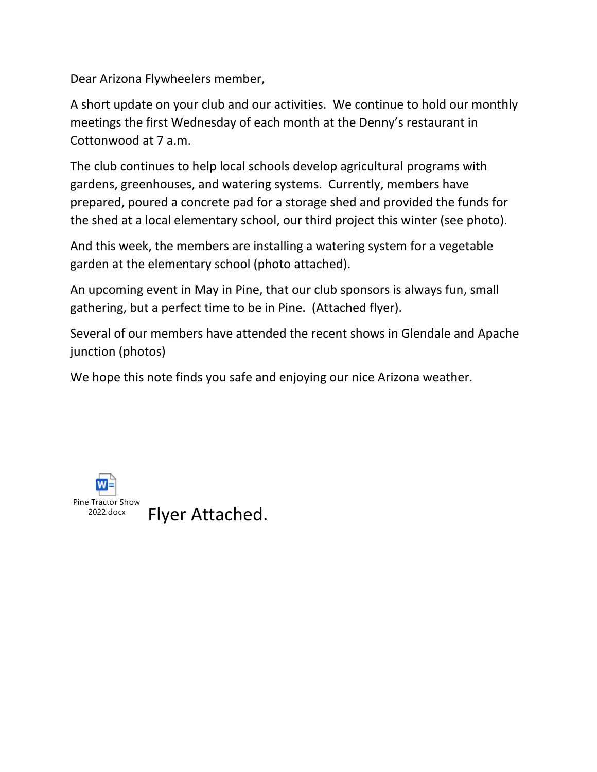Dear Arizona Flywheelers member,

A short update on your club and our activities.  We continue to hold our monthly meetings the first Wednesday of each month at the Denny's restaurant in Cottonwood at 7 a.m.

The club continues to help local schools develop agricultural programs with gardens, greenhouses, and watering systems.  Currently, members have prepared, poured a concrete pad for a storage shed and provided the funds for the shed at a local elementary school, our third project this winter (see photo).

And this week, the members are installing a watering system for a vegetable garden at the elementary school (photo attached).

An upcoming event in May in Pine, that our club sponsors is always fun, small gathering, but a perfect time to be in Pine.  (Attached flyer).

Several of our members have attended the recent shows in Glendale and Apache junction (photos)

We hope this note finds you safe and enjoying our nice Arizona weather.

Pine Tractor Show 2022.docx

Flyer Attached.